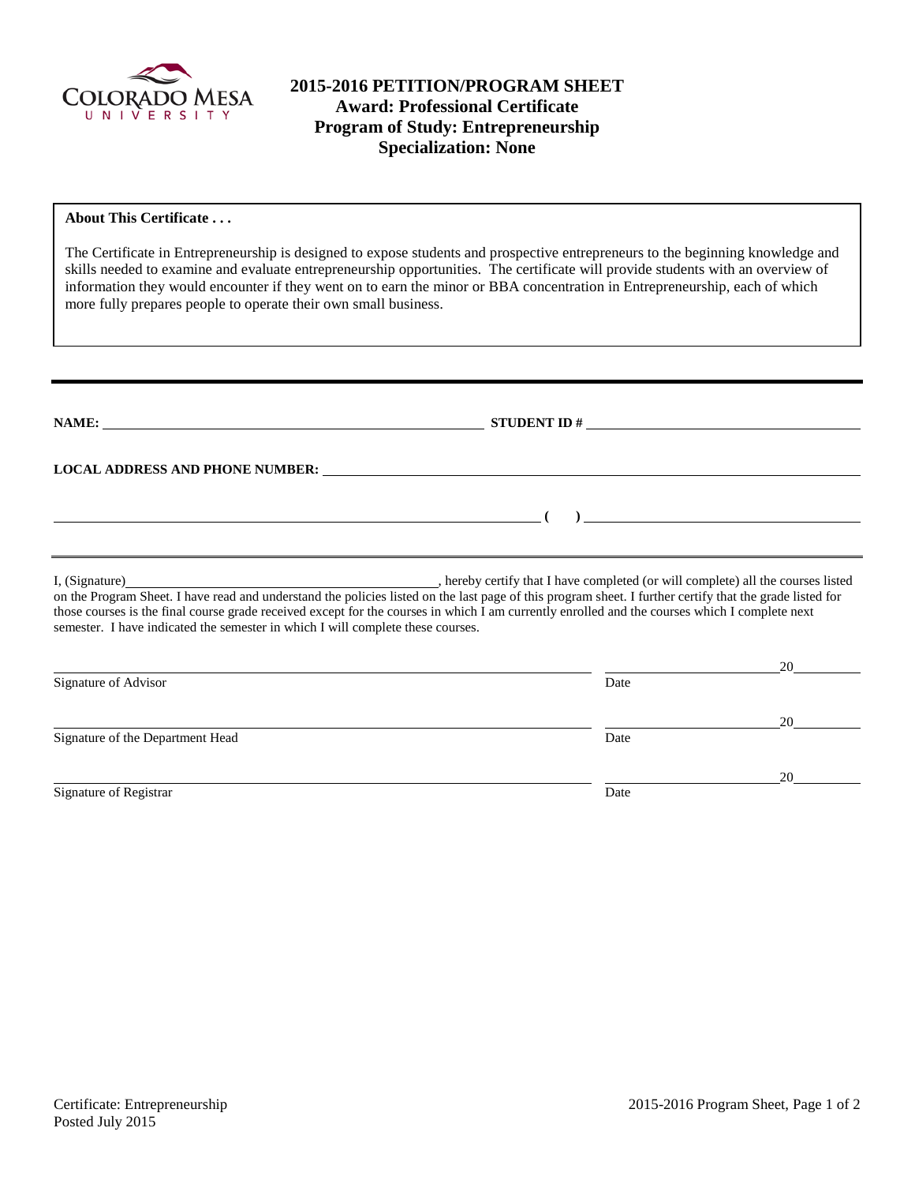# 2015-2016 PETITION/PROGRAM SHEET
## Award: Professional Certificate
## Program of Study: Entrepreneurship
## Specialization: None

**About This Certificate . . .**

The Certificate in Entrepreneurship is designed to expose students and prospective entrepreneurs to the beginning knowledge and skills needed to examine and evaluate entrepreneurship opportunities. The certificate will provide students with an overview of information they would encounter if they went on to earn the minor or BBA concentration in Entrepreneurship, each of which more fully prepares people to operate their own small business.

---

**NAME:** \_\_\_\_\_\_\_\_\_\_\_\_\_\_\_\_\_\_\_\_\_\_\_\_\_\_\_\_\_\_\_\_\_\_\_\_\_\_\_\_ **STUDENT ID #** \_\_\_\_\_\_\_\_\_\_\_\_\_\_\_\_\_\_\_\_\_\_\_\_\_\_\_\_\_\_

**LOCAL ADDRESS AND PHONE NUMBER:** \_\_\_\_\_\_\_\_\_\_\_\_\_\_\_\_\_\_\_\_\_\_\_\_\_\_\_\_\_\_\_\_\_\_\_\_\_\_\_\_\_\_\_\_\_\_\_\_\_\_\_\_

\_\_\_\_\_\_\_\_\_\_\_\_\_\_\_\_\_\_\_\_\_\_\_\_\_\_\_\_\_\_\_\_\_\_\_\_\_\_\_\_\_\_\_\_\_\_\_\_\_\_\_\_ **(      )** \_\_\_\_\_\_\_\_\_\_\_\_\_\_\_\_\_\_\_\_\_\_\_\_\_\_\_\_\_\_

---

I, (Signature)\_\_\_\_\_\_\_\_\_\_\_\_\_\_\_\_\_\_\_\_\_\_\_\_\_\_\_\_\_\_\_\_\_\_\_\_\_\_\_\_, hereby certify that I have completed (or will complete) all the courses listed on the Program Sheet. I have read and understand the policies listed on the last page of this program sheet. I further certify that the grade listed for those courses is the final course grade received except for the courses in which I am currently enrolled and the courses which I complete next semester. I have indicated the semester in which I will complete these courses.

\_\_\_\_\_\_\_\_\_\_\_\_\_\_\_\_\_\_\_\_\_\_\_\_\_\_\_\_\_\_\_\_\_\_\_\_\_\_\_\_\_\_\_\_\_\_\_\_\_\_\_\_ \_\_\_\_\_\_\_\_\_\_\_\_\_\_\_\_\_\_\_\_20\_\_\_\_\_\_\_\_
Signature of Advisor                                                                                     Date

\_\_\_\_\_\_\_\_\_\_\_\_\_\_\_\_\_\_\_\_\_\_\_\_\_\_\_\_\_\_\_\_\_\_\_\_\_\_\_\_\_\_\_\_\_\_\_\_\_\_\_\_ \_\_\_\_\_\_\_\_\_\_\_\_\_\_\_\_\_\_\_\_20\_\_\_\_\_\_\_\_
Signature of the Department Head                                                                 Date

\_\_\_\_\_\_\_\_\_\_\_\_\_\_\_\_\_\_\_\_\_\_\_\_\_\_\_\_\_\_\_\_\_\_\_\_\_\_\_\_\_\_\_\_\_\_\_\_\_\_\_\_ \_\_\_\_\_\_\_\_\_\_\_\_\_\_\_\_\_\_\_\_20\_\_\_\_\_\_\_\_
Signature of Registrar                                                                                   Date

Certificate: Entrepreneurship
Posted July 2015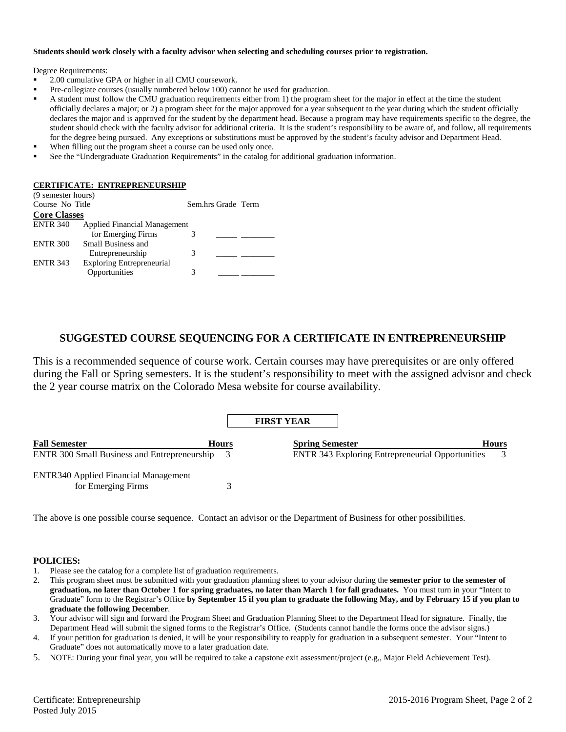**Students should work closely with a faculty advisor when selecting and scheduling courses prior to registration.**

Degree Requirements:

- 2.00 cumulative GPA or higher in all CMU coursework.
- Pre-collegiate courses (usually numbered below 100) cannot be used for graduation.
- A student must follow the CMU graduation requirements either from 1) the program sheet for the major in effect at the time the student officially declares a major; or 2) a program sheet for the major approved for a year subsequent to the year during which the student officially declares the major and is approved for the student by the department head. Because a program may have requirements specific to the degree, the student should check with the faculty advisor for additional criteria. It is the student's responsibility to be aware of, and follow, all requirements for the degree being pursued. Any exceptions or substitutions must be approved by the student's faculty advisor and Department Head.
- When filling out the program sheet a course can be used only once.
- See the "Undergraduate Graduation Requirements" in the catalog for additional graduation information.

**CERTIFICATE: ENTREPRENEURSHIP**

(9 semester hours)

| Course No | Title | Sem.hrs | Grade | Term |
|---|---|---|---|---|
| **Core Classes** | | | | |
| ENTR 340 | Applied Financial Management for Emerging Firms | 3 | _____ | ________ |
| ENTR 300 | Small Business and Entrepreneurship | 3 | _____ | ________ |
| ENTR 343 | Exploring Entrepreneurial Opportunities | 3 | _____ | ________ |

## SUGGESTED COURSE SEQUENCING FOR A CERTIFICATE IN ENTREPRENEURSHIP

This is a recommended sequence of course work. Certain courses may have prerequisites or are only offered during the Fall or Spring semesters. It is the student's responsibility to meet with the assigned advisor and check the 2 year course matrix on the Colorado Mesa website for course availability.

**FIRST YEAR**

| Fall Semester | Hours | Spring Semester | Hours |
|---|---|---|---|
| ENTR 300 Small Business and Entrepreneurship | 3 | ENTR 343 Exploring Entrepreneurial Opportunities | 3 |
| ENTR340 Applied Financial Management for Emerging Firms | 3 | | |

The above is one possible course sequence. Contact an advisor or the Department of Business for other possibilities.

**POLICIES:**

1. Please see the catalog for a complete list of graduation requirements.
2. This program sheet must be submitted with your graduation planning sheet to your advisor during the **semester prior to the semester of graduation, no later than October 1 for spring graduates, no later than March 1 for fall graduates.** You must turn in your "Intent to Graduate" form to the Registrar's Office **by September 15 if you plan to graduate the following May, and by February 15 if you plan to graduate the following December**.
3. Your advisor will sign and forward the Program Sheet and Graduation Planning Sheet to the Department Head for signature. Finally, the Department Head will submit the signed forms to the Registrar's Office. (Students cannot handle the forms once the advisor signs.)
4. If your petition for graduation is denied, it will be your responsibility to reapply for graduation in a subsequent semester. Your "Intent to Graduate" does not automatically move to a later graduation date.
5. NOTE: During your final year, you will be required to take a capstone exit assessment/project (e.g,, Major Field Achievement Test).

Certificate: Entrepreneurship
Posted July 2015